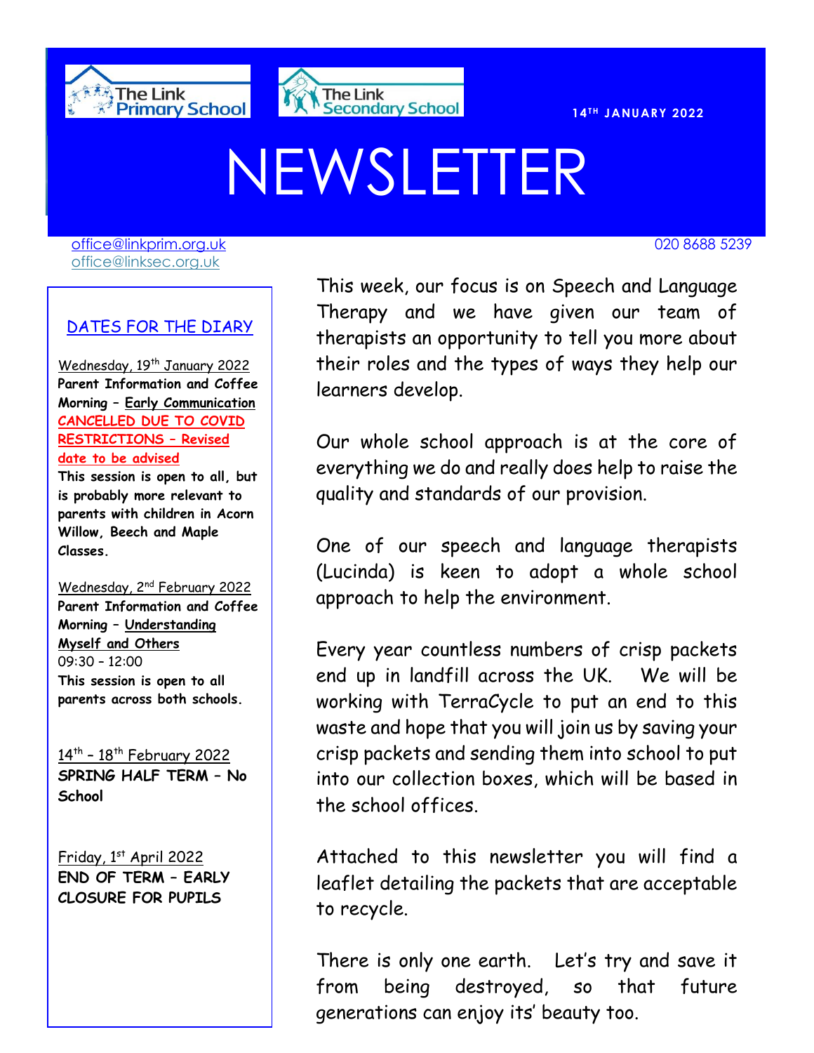The Link Primary School

The Link Secondary School

**14TH JANUARY 2022**

# NEWSLETTER

office@linkprim.org.uk
office@linksec.org.uk

020 8688 5239

## DATES FOR THE DIARY

Wednesday, 19th January 2022
**Parent Information and Coffee Morning – Early Communication**
**CANCELLED DUE TO COVID RESTRICTIONS – Revised date to be advised**
**This session is open to all, but is probably more relevant to parents with children in Acorn Willow, Beech and Maple Classes.**

Wednesday, 2nd February 2022
**Parent Information and Coffee Morning – Understanding Myself and Others**
09:30 – 12:00
**This session is open to all parents across both schools.**

14th – 18th February 2022
**SPRING HALF TERM – No School**

Friday, 1st April 2022
**END OF TERM – EARLY CLOSURE FOR PUPILS**

This week, our focus is on Speech and Language Therapy and we have given our team of therapists an opportunity to tell you more about their roles and the types of ways they help our learners develop.

Our whole school approach is at the core of everything we do and really does help to raise the quality and standards of our provision.

One of our speech and language therapists (Lucinda) is keen to adopt a whole school approach to help the environment.

Every year countless numbers of crisp packets end up in landfill across the UK. We will be working with TerraCycle to put an end to this waste and hope that you will join us by saving your crisp packets and sending them into school to put into our collection boxes, which will be based in the school offices.

Attached to this newsletter you will find a leaflet detailing the packets that are acceptable to recycle.

There is only one earth. Let's try and save it from being destroyed, so that future generations can enjoy its' beauty too.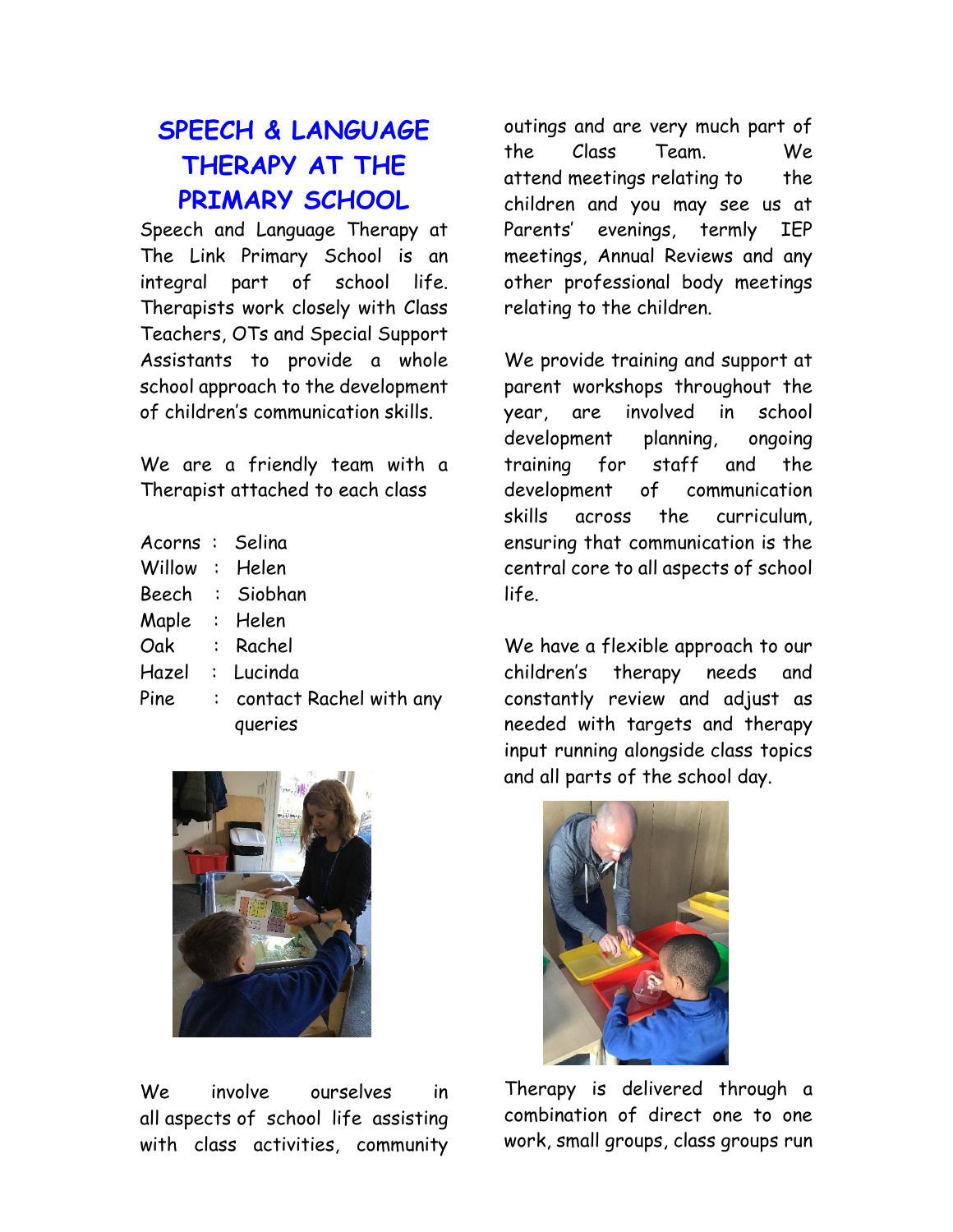# SPEECH & LANGUAGE THERAPY AT THE PRIMARY SCHOOL

Speech and Language Therapy at The Link Primary School is an integral part of school life. Therapists work closely with Class Teachers, OTs and Special Support Assistants to provide a whole school approach to the development of children's communication skills.

We are a friendly team with a Therapist attached to each class

Acorns : Selina
Willow : Helen
Beech : Siobhan
Maple : Helen
Oak : Rachel
Hazel : Lucinda
Pine : contact Rachel with any queries

We involve ourselves in all aspects of school life assisting with class activities, community outings and are very much part of the Class Team. We attend meetings relating to the children and you may see us at Parents' evenings, termly IEP meetings, Annual Reviews and any other professional body meetings relating to the children.

We provide training and support at parent workshops throughout the year, are involved in school development planning, ongoing training for staff and the development of communication skills across the curriculum, ensuring that communication is the central core to all aspects of school life.

We have a flexible approach to our children's therapy needs and constantly review and adjust as needed with targets and therapy input running alongside class topics and all parts of the school day.

Therapy is delivered through a combination of direct one to one work, small groups, class groups run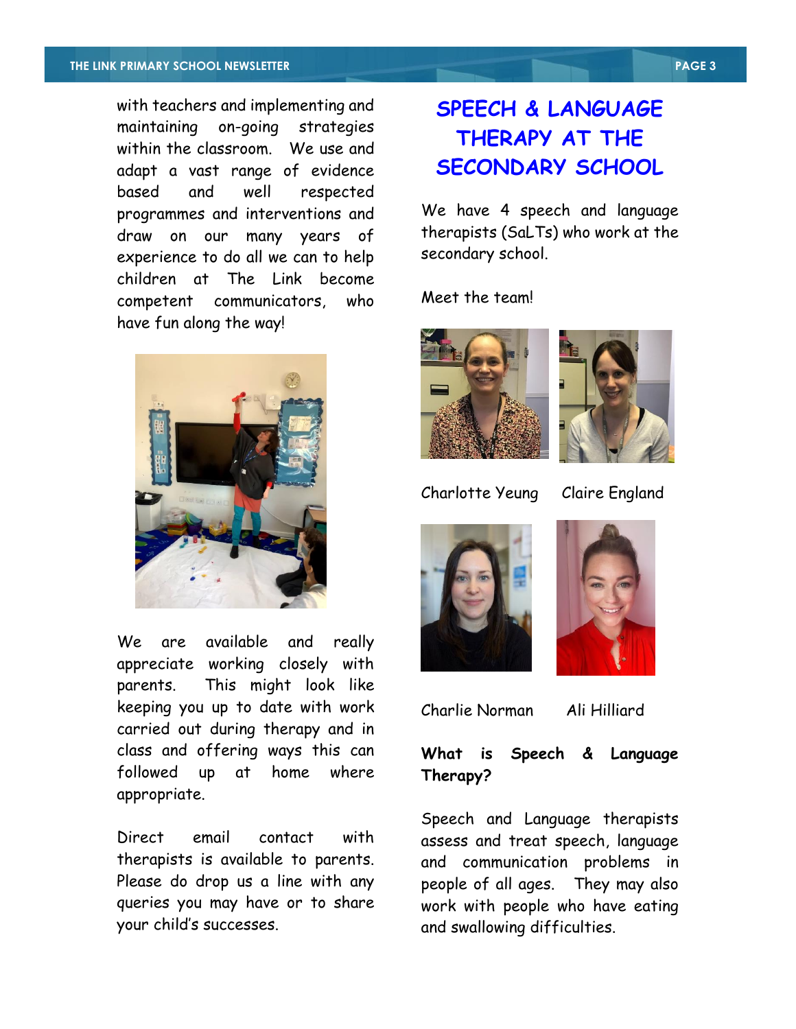with teachers and implementing and maintaining on-going strategies within the classroom. We use and adapt a vast range of evidence based and well respected programmes and interventions and draw on our many years of experience to do all we can to help children at The Link become competent communicators, who have fun along the way!

We are available and really appreciate working closely with parents. This might look like keeping you up to date with work carried out during therapy and in class and offering ways this can followed up at home where appropriate.

Direct email contact with therapists is available to parents. Please do drop us a line with any queries you may have or to share your child's successes.

## SPEECH & LANGUAGE THERAPY AT THE SECONDARY SCHOOL

We have 4 speech and language therapists (SaLTs) who work at the secondary school.

Meet the team!

Charlotte Yeung

Claire England

Charlie Norman

Ali Hilliard

**What is Speech & Language Therapy?**

Speech and Language therapists assess and treat speech, language and communication problems in people of all ages. They may also work with people who have eating and swallowing difficulties.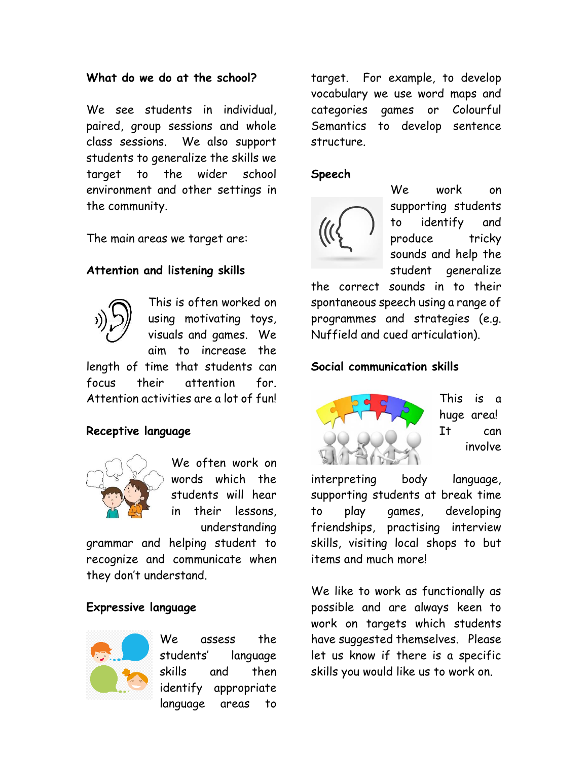## What do we do at the school?

We see students in individual, paired, group sessions and whole class sessions. We also support students to generalize the skills we target to the wider school environment and other settings in the community.

The main areas we target are:

### Attention and listening skills

This is often worked on using motivating toys, visuals and games. We aim to increase the length of time that students can focus their attention for. Attention activities are a lot of fun!

### Receptive language

We often work on words which the students will hear in their lessons, understanding grammar and helping student to recognize and communicate when they don't understand.

### Expressive language

We assess the students' language skills and then identify appropriate language areas to target. For example, to develop vocabulary we use word maps and categories games or Colourful Semantics to develop sentence structure.

### Speech

We work on supporting students to identify and produce tricky sounds and help the student generalize the correct sounds in to their spontaneous speech using a range of programmes and strategies (e.g. Nuffield and cued articulation).

### Social communication skills

This is a huge area! It can involve interpreting body language, supporting students at break time to play games, developing friendships, practising interview skills, visiting local shops to but items and much more!

We like to work as functionally as possible and are always keen to work on targets which students have suggested themselves. Please let us know if there is a specific skills you would like us to work on.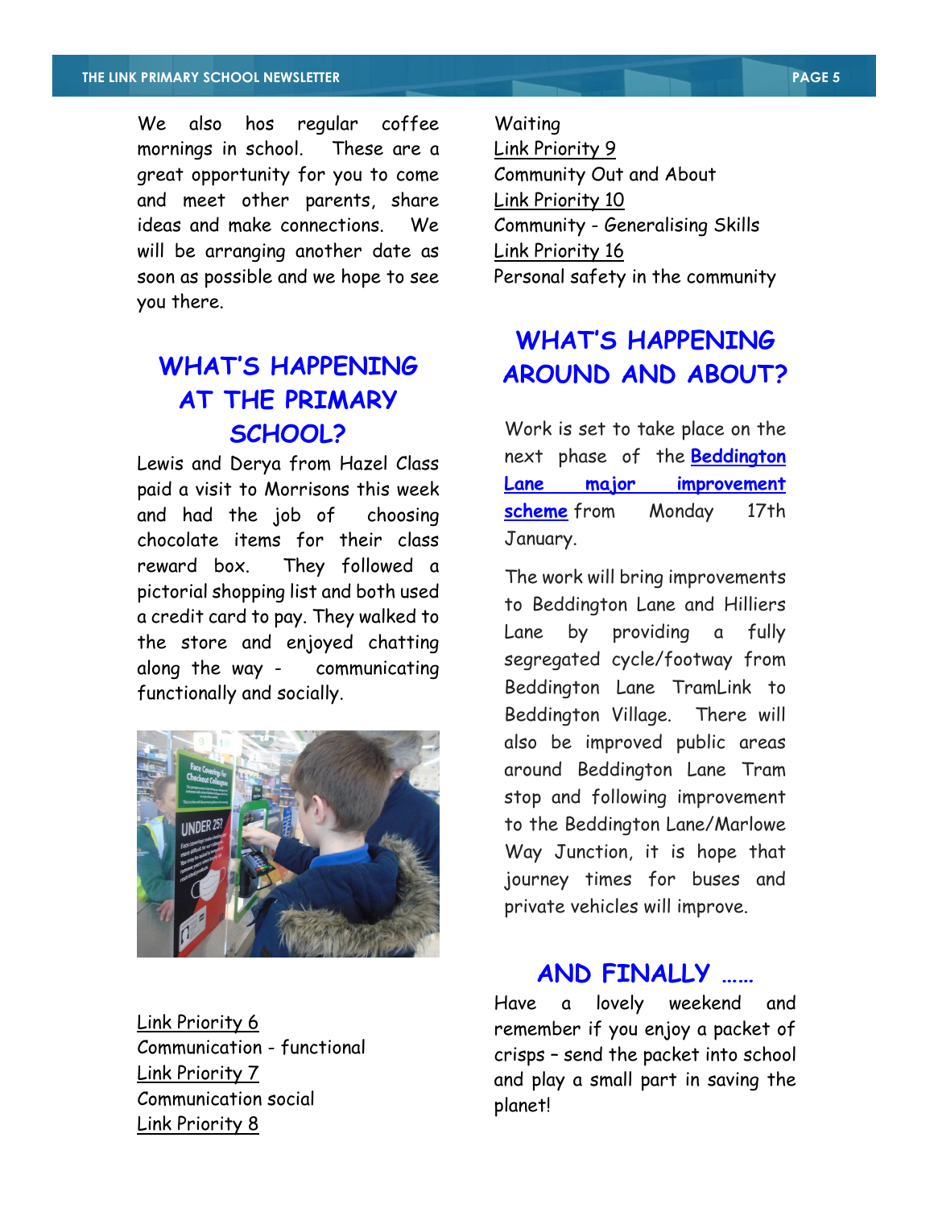We also hos regular coffee mornings in school. These are a great opportunity for you to come and meet other parents, share ideas and make connections. We will be arranging another date as soon as possible and we hope to see you there.

## WHAT'S HAPPENING AT THE PRIMARY SCHOOL?

Lewis and Derya from Hazel Class paid a visit to Morrisons this week and had the job of choosing chocolate items for their class reward box. They followed a pictorial shopping list and both used a credit card to pay. They walked to the store and enjoyed chatting along the way - communicating functionally and socially.

Link Priority 6
Communication - functional
Link Priority 7
Communication social
Link Priority 8
Waiting
Link Priority 9
Community Out and About
Link Priority 10
Community - Generalising Skills
Link Priority 16
Personal safety in the community

## WHAT'S HAPPENING AROUND AND ABOUT?

Work is set to take place on the next phase of the **Beddington Lane major improvement scheme** from Monday 17th January.

The work will bring improvements to Beddington Lane and Hilliers Lane by providing a fully segregated cycle/footway from Beddington Lane TramLink to Beddington Village. There will also be improved public areas around Beddington Lane Tram stop and following improvement to the Beddington Lane/Marlowe Way Junction, it is hope that journey times for buses and private vehicles will improve.

## AND FINALLY ……

Have a lovely weekend and remember if you enjoy a packet of crisps – send the packet into school and play a small part in saving the planet!